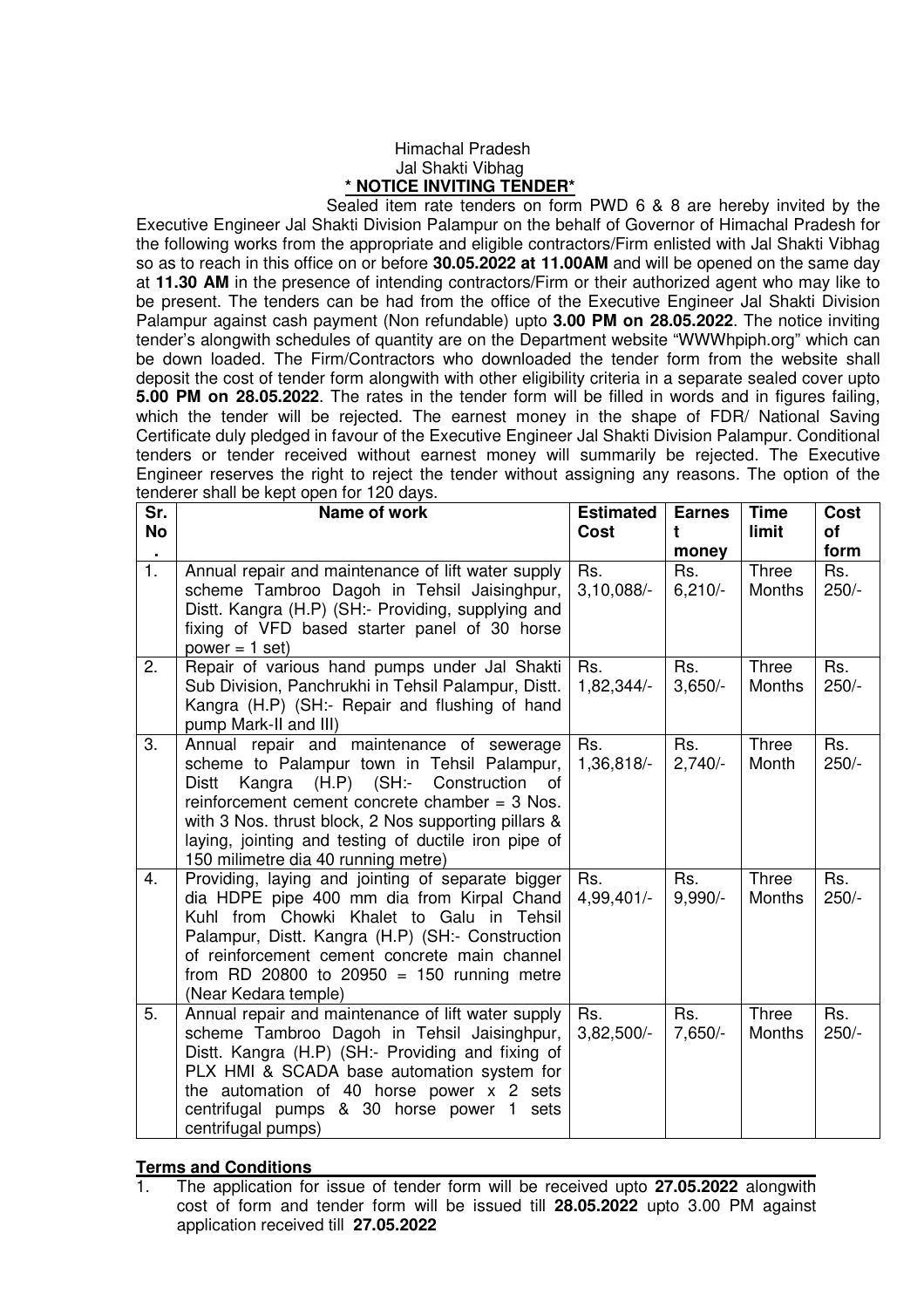Himachal Pradesh
Jal Shakti Vibhag

**\* NOTICE INVITING TENDER\***

Sealed item rate tenders on form PWD 6 & 8 are hereby invited by the Executive Engineer Jal Shakti Division Palampur on the behalf of Governor of Himachal Pradesh for the following works from the appropriate and eligible contractors/Firm enlisted with Jal Shakti Vibhag so as to reach in this office on or before **30.05.2022 at 11.00AM** and will be opened on the same day at **11.30 AM** in the presence of intending contractors/Firm or their authorized agent who may like to be present. The tenders can be had from the office of the Executive Engineer Jal Shakti Division Palampur against cash payment (Non refundable) upto **3.00 PM on 28.05.2022**. The notice inviting tender's alongwith schedules of quantity are on the Department website "WWWhpiph.org" which can be down loaded. The Firm/Contractors who downloaded the tender form from the website shall deposit the cost of tender form alongwith with other eligibility criteria in a separate sealed cover upto **5.00 PM on 28.05.2022**. The rates in the tender form will be filled in words and in figures failing, which the tender will be rejected. The earnest money in the shape of FDR/ National Saving Certificate duly pledged in favour of the Executive Engineer Jal Shakti Division Palampur. Conditional tenders or tender received without earnest money will summarily be rejected. The Executive Engineer reserves the right to reject the tender without assigning any reasons. The option of the tenderer shall be kept open for 120 days.

| Sr. No. | Name of work | Estimated Cost | Earnest money | Time limit | Cost of form |
|---|---|---|---|---|---|
| 1. | Annual repair and maintenance of lift water supply scheme Tambroo Dagoh in Tehsil Jaisinghpur, Distt. Kangra (H.P) (SH:- Providing, supplying and fixing of VFD based starter panel of 30 horse power = 1 set) | Rs. 3,10,088/- | Rs. 6,210/- | Three Months | Rs. 250/- |
| 2. | Repair of various hand pumps under Jal Shakti Sub Division, Panchrukhi in Tehsil Palampur, Distt. Kangra (H.P) (SH:- Repair and flushing of hand pump Mark-II and III) | Rs. 1,82,344/- | Rs. 3,650/- | Three Months | Rs. 250/- |
| 3. | Annual repair and maintenance of sewerage scheme to Palampur town in Tehsil Palampur, Distt Kangra (H.P) (SH:- Construction of reinforcement cement concrete chamber = 3 Nos. with 3 Nos. thrust block, 2 Nos supporting pillars & laying, jointing and testing of ductile iron pipe of 150 milimetre dia 40 running metre) | Rs. 1,36,818/- | Rs. 2,740/- | Three Month | Rs. 250/- |
| 4. | Providing, laying and jointing of separate bigger dia HDPE pipe 400 mm dia from Kirpal Chand Kuhl from Chowki Khalet to Galu in Tehsil Palampur, Distt. Kangra (H.P) (SH:- Construction of reinforcement cement concrete main channel from RD 20800 to 20950 = 150 running metre (Near Kedara temple) | Rs. 4,99,401/- | Rs. 9,990/- | Three Months | Rs. 250/- |
| 5. | Annual repair and maintenance of lift water supply scheme Tambroo Dagoh in Tehsil Jaisinghpur, Distt. Kangra (H.P) (SH:- Providing and fixing of PLX HMI & SCADA base automation system for the automation of 40 horse power x 2 sets centrifugal pumps & 30 horse power 1 sets centrifugal pumps) | Rs. 3,82,500/- | Rs. 7,650/- | Three Months | Rs. 250/- |

**Terms and Conditions**

1. The application for issue of tender form will be received upto **27.05.2022** alongwith cost of form and tender form will be issued till **28.05.2022** upto 3.00 PM against application received till **27.05.2022**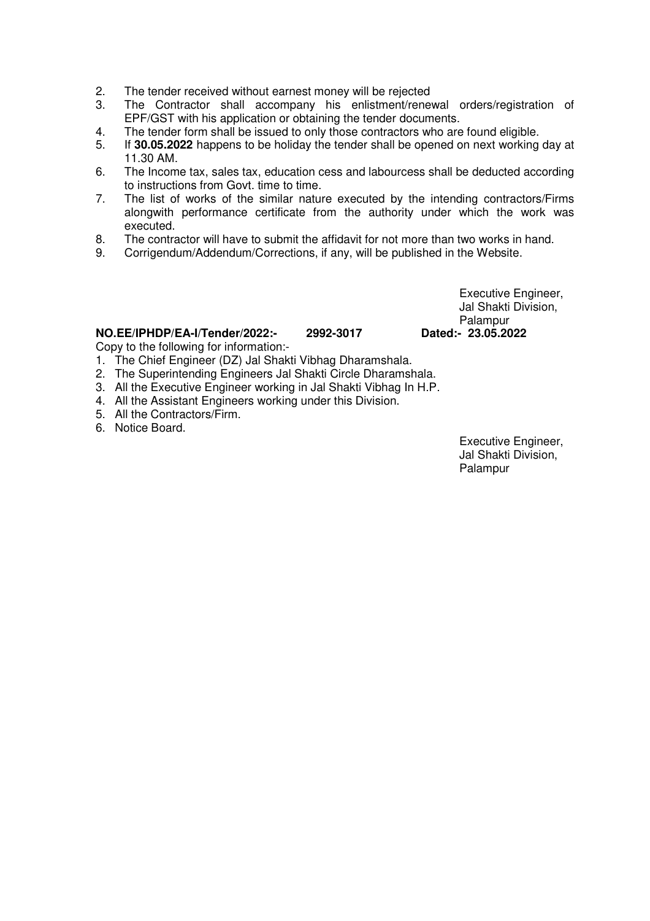2. The tender received without earnest money will be rejected
3. The Contractor shall accompany his enlistment/renewal orders/registration of EPF/GST with his application or obtaining the tender documents.
4. The tender form shall be issued to only those contractors who are found eligible.
5. If **30.05.2022** happens to be holiday the tender shall be opened on next working day at 11.30 AM.
6. The Income tax, sales tax, education cess and labourcess shall be deducted according to instructions from Govt. time to time.
7. The list of works of the similar nature executed by the intending contractors/Firms alongwith performance certificate from the authority under which the work was executed.
8. The contractor will have to submit the affidavit for not more than two works in hand.
9. Corrigendum/Addendum/Corrections, if any, will be published in the Website.

Executive Engineer,
Jal Shakti Division,
Palampur

**NO.EE/IPHDP/EA-I/Tender/2022:- 2992-3017 Dated:- 23.05.2022**

Copy to the following for information:-

1. The Chief Engineer (DZ) Jal Shakti Vibhag Dharamshala.
2. The Superintending Engineers Jal Shakti Circle Dharamshala.
3. All the Executive Engineer working in Jal Shakti Vibhag In H.P.
4. All the Assistant Engineers working under this Division.
5. All the Contractors/Firm.
6. Notice Board.

Executive Engineer,
Jal Shakti Division,
Palampur